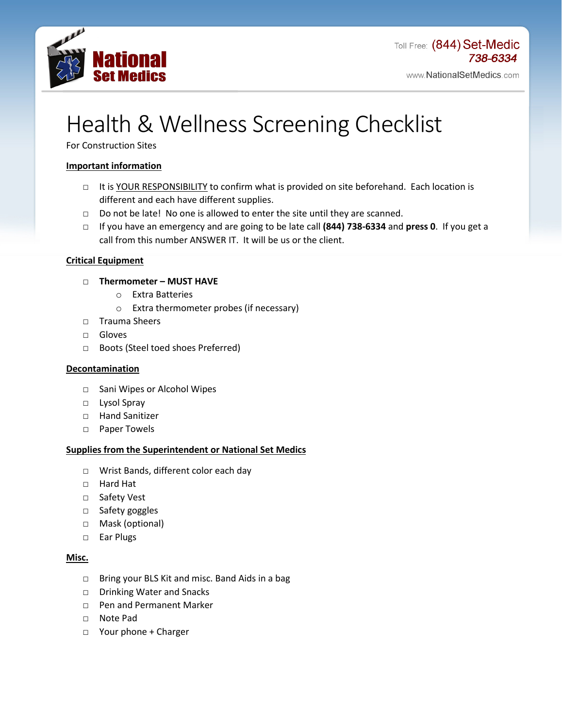National Set Medics

Toll Free: (844) Set-Medic
738-6334

www.NationalSetMedics.com

# Health & Wellness Screening Checklist

For Construction Sites

**Important information**

- ◻ It is YOUR RESPONSIBILITY to confirm what is provided on site beforehand. Each location is different and each have different supplies.
- ◻ Do not be late! No one is allowed to enter the site until they are scanned.
- ◻ If you have an emergency and are going to be late call **(844) 738-6334** and **press 0**. If you get a call from this number ANSWER IT. It will be us or the client.

**Critical Equipment**

- ◻ **Thermometer – MUST HAVE**
  - Extra Batteries
  - Extra thermometer probes (if necessary)
- ◻ Trauma Sheers
- ◻ Gloves
- ◻ Boots (Steel toed shoes Preferred)

**Decontamination**

- ◻ Sani Wipes or Alcohol Wipes
- ◻ Lysol Spray
- ◻ Hand Sanitizer
- ◻ Paper Towels

**Supplies from the Superintendent or National Set Medics**

- ◻ Wrist Bands, different color each day
- ◻ Hard Hat
- ◻ Safety Vest
- ◻ Safety goggles
- ◻ Mask (optional)
- ◻ Ear Plugs

**Misc.**

- ◻ Bring your BLS Kit and misc. Band Aids in a bag
- ◻ Drinking Water and Snacks
- ◻ Pen and Permanent Marker
- ◻ Note Pad
- ◻ Your phone + Charger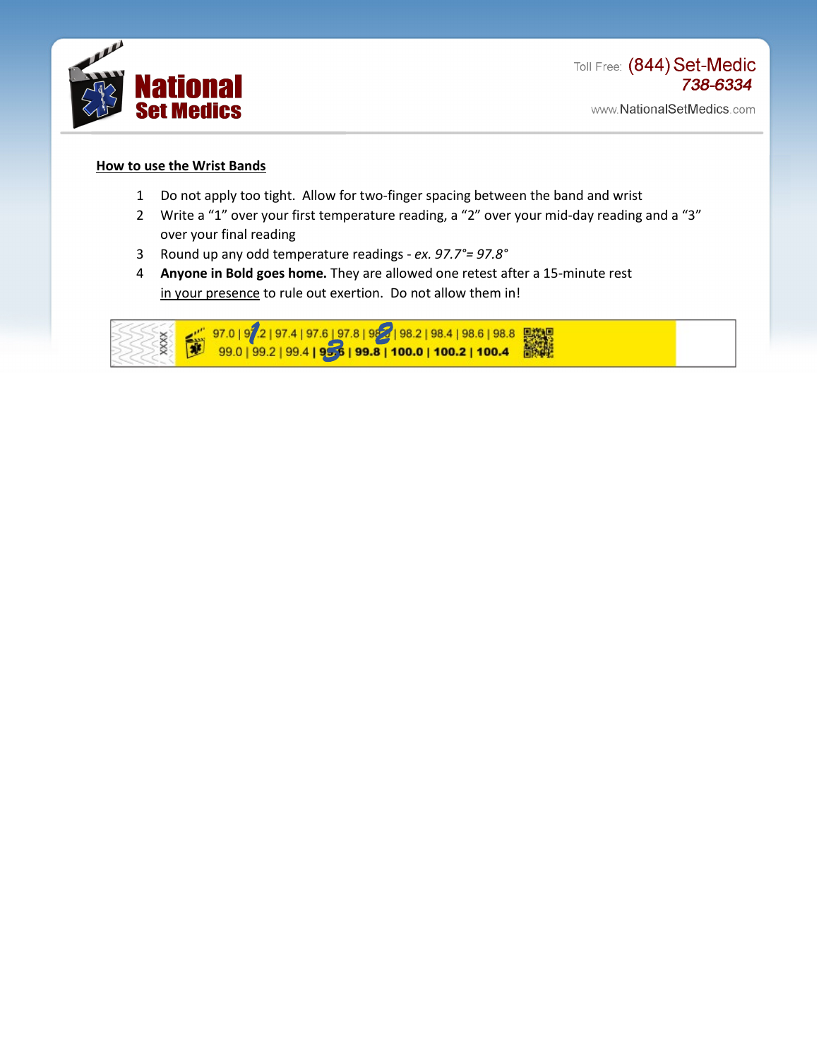National Set Medics

Toll Free: (844) Set-Medic 738-6334

www.NationalSetMedics.com

## How to use the Wrist Bands

1. Do not apply too tight. Allow for two-finger spacing between the band and wrist
2. Write a "1" over your first temperature reading, a "2" over your mid-day reading and a "3" over your final reading
3. Round up any odd temperature readings - *ex. 97.7°= 97.8°*
4. **Anyone in Bold goes home.** They are allowed one retest after a 15-minute rest <u>in your presence</u> to rule out exertion. Do not allow them in!

XXXX

97.0 | 97.2 | 97.4 | 97.6 | 97.8 | 98.0 | 98.2 | 98.4 | 98.6 | 98.8

99.0 | 99.2 | 99.4 | **99.6 | 99.8 | 100.0 | 100.2 | 100.4**